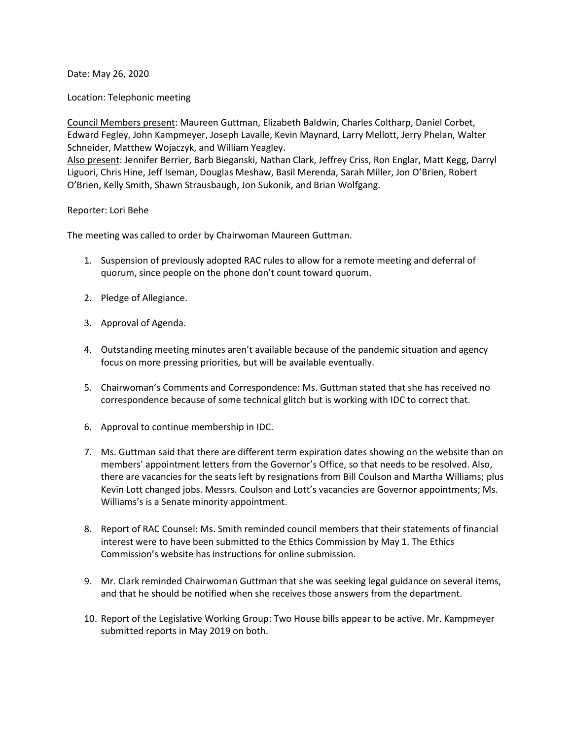Date: May 26, 2020

Location: Telephonic meeting

Council Members present: Maureen Guttman, Elizabeth Baldwin, Charles Coltharp, Daniel Corbet, Edward Fegley, John Kampmeyer, Joseph Lavalle, Kevin Maynard, Larry Mellott, Jerry Phelan, Walter Schneider, Matthew Wojaczyk, and William Yeagley.
Also present: Jennifer Berrier, Barb Bieganski, Nathan Clark, Jeffrey Criss, Ron Englar, Matt Kegg, Darryl Liguori, Chris Hine, Jeff Iseman, Douglas Meshaw, Basil Merenda, Sarah Miller, Jon O'Brien, Robert O'Brien, Kelly Smith, Shawn Strausbaugh, Jon Sukonik, and Brian Wolfgang.

Reporter: Lori Behe

The meeting was called to order by Chairwoman Maureen Guttman.

1. Suspension of previously adopted RAC rules to allow for a remote meeting and deferral of quorum, since people on the phone don't count toward quorum.

2. Pledge of Allegiance.

3. Approval of Agenda.

4. Outstanding meeting minutes aren't available because of the pandemic situation and agency focus on more pressing priorities, but will be available eventually.

5. Chairwoman's Comments and Correspondence: Ms. Guttman stated that she has received no correspondence because of some technical glitch but is working with IDC to correct that.

6. Approval to continue membership in IDC.

7. Ms. Guttman said that there are different term expiration dates showing on the website than on members' appointment letters from the Governor's Office, so that needs to be resolved. Also, there are vacancies for the seats left by resignations from Bill Coulson and Martha Williams; plus Kevin Lott changed jobs. Messrs. Coulson and Lott's vacancies are Governor appointments; Ms. Williams's is a Senate minority appointment.

8. Report of RAC Counsel: Ms. Smith reminded council members that their statements of financial interest were to have been submitted to the Ethics Commission by May 1. The Ethics Commission's website has instructions for online submission.

9. Mr. Clark reminded Chairwoman Guttman that she was seeking legal guidance on several items, and that he should be notified when she receives those answers from the department.

10. Report of the Legislative Working Group: Two House bills appear to be active. Mr. Kampmeyer submitted reports in May 2019 on both.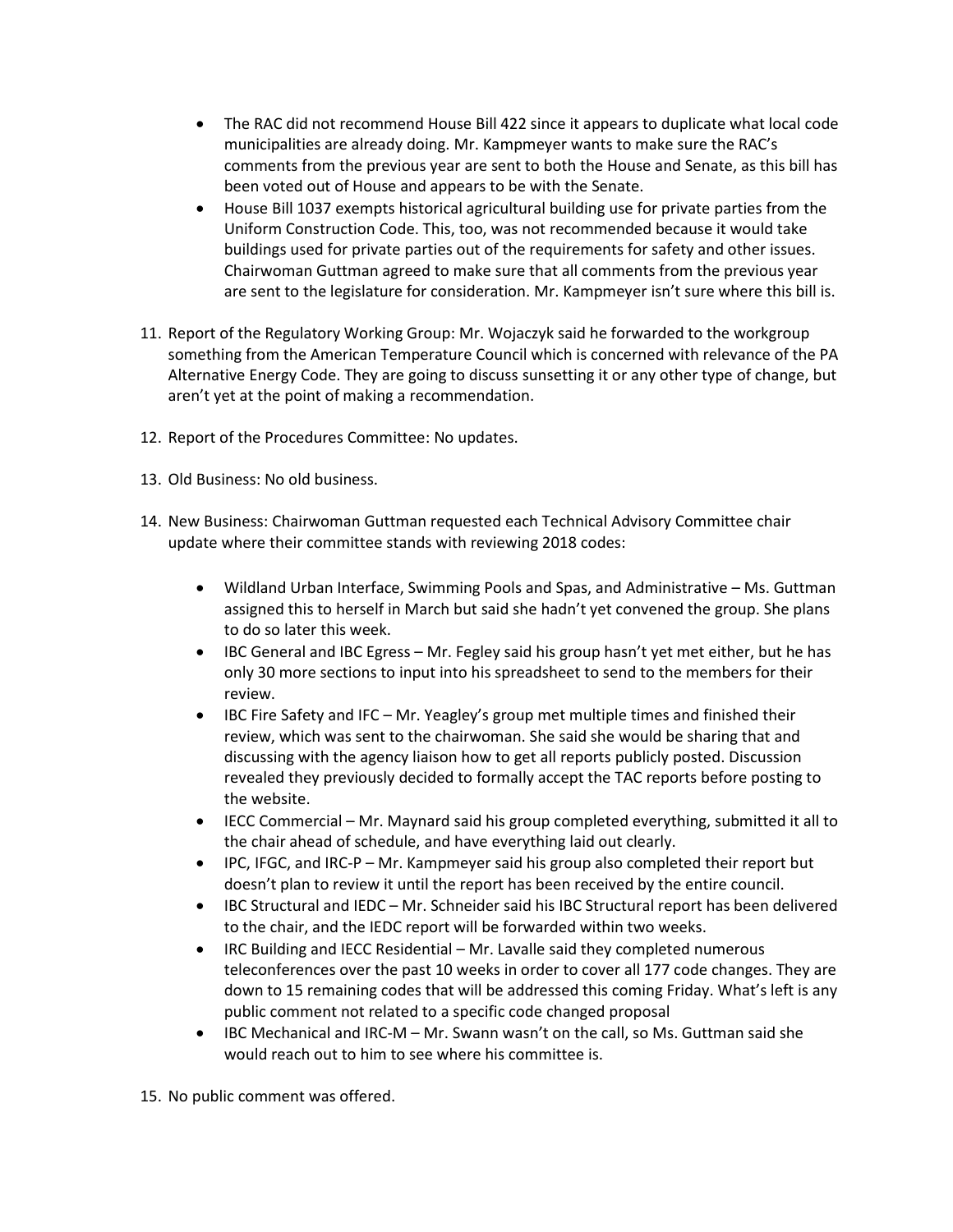- The RAC did not recommend House Bill 422 since it appears to duplicate what local code municipalities are already doing. Mr. Kampmeyer wants to make sure the RAC's comments from the previous year are sent to both the House and Senate, as this bill has been voted out of House and appears to be with the Senate.
- House Bill 1037 exempts historical agricultural building use for private parties from the Uniform Construction Code. This, too, was not recommended because it would take buildings used for private parties out of the requirements for safety and other issues. Chairwoman Guttman agreed to make sure that all comments from the previous year are sent to the legislature for consideration. Mr. Kampmeyer isn't sure where this bill is.

11. Report of the Regulatory Working Group: Mr. Wojaczyk said he forwarded to the workgroup something from the American Temperature Council which is concerned with relevance of the PA Alternative Energy Code. They are going to discuss sunsetting it or any other type of change, but aren't yet at the point of making a recommendation.

12. Report of the Procedures Committee: No updates.

13. Old Business: No old business.

14. New Business: Chairwoman Guttman requested each Technical Advisory Committee chair update where their committee stands with reviewing 2018 codes:

    - Wildland Urban Interface, Swimming Pools and Spas, and Administrative – Ms. Guttman assigned this to herself in March but said she hadn't yet convened the group. She plans to do so later this week.
    - IBC General and IBC Egress – Mr. Fegley said his group hasn't yet met either, but he has only 30 more sections to input into his spreadsheet to send to the members for their review.
    - IBC Fire Safety and IFC – Mr. Yeagley's group met multiple times and finished their review, which was sent to the chairwoman. She said she would be sharing that and discussing with the agency liaison how to get all reports publicly posted. Discussion revealed they previously decided to formally accept the TAC reports before posting to the website.
    - IECC Commercial – Mr. Maynard said his group completed everything, submitted it all to the chair ahead of schedule, and have everything laid out clearly.
    - IPC, IFGC, and IRC-P – Mr. Kampmeyer said his group also completed their report but doesn't plan to review it until the report has been received by the entire council.
    - IBC Structural and IEDC – Mr. Schneider said his IBC Structural report has been delivered to the chair, and the IEDC report will be forwarded within two weeks.
    - IRC Building and IECC Residential – Mr. Lavalle said they completed numerous teleconferences over the past 10 weeks in order to cover all 177 code changes. They are down to 15 remaining codes that will be addressed this coming Friday. What's left is any public comment not related to a specific code changed proposal
    - IBC Mechanical and IRC-M – Mr. Swann wasn't on the call, so Ms. Guttman said she would reach out to him to see where his committee is.

15. No public comment was offered.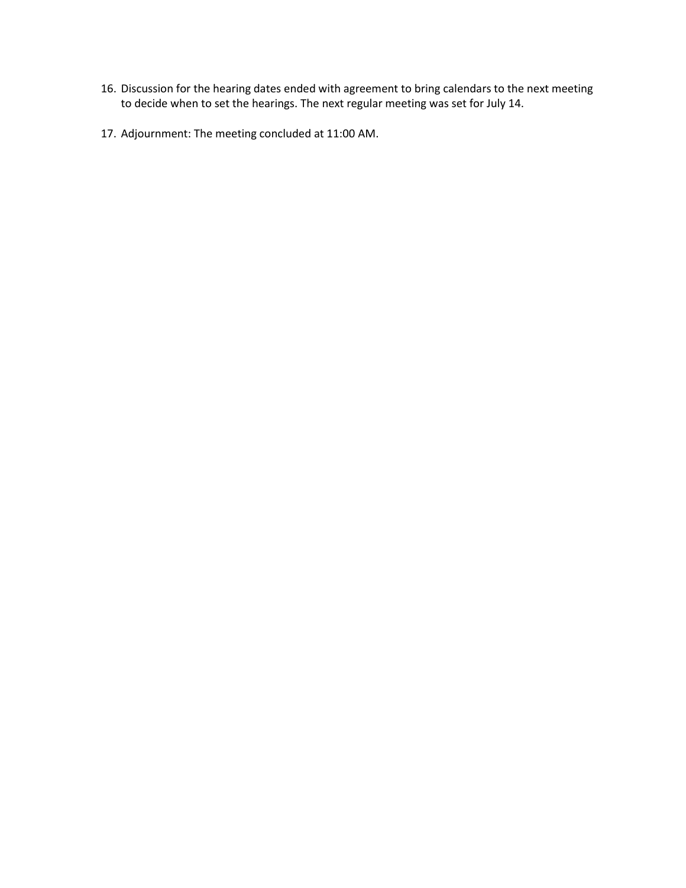16. Discussion for the hearing dates ended with agreement to bring calendars to the next meeting to decide when to set the hearings. The next regular meeting was set for July 14.

17. Adjournment: The meeting concluded at 11:00 AM.